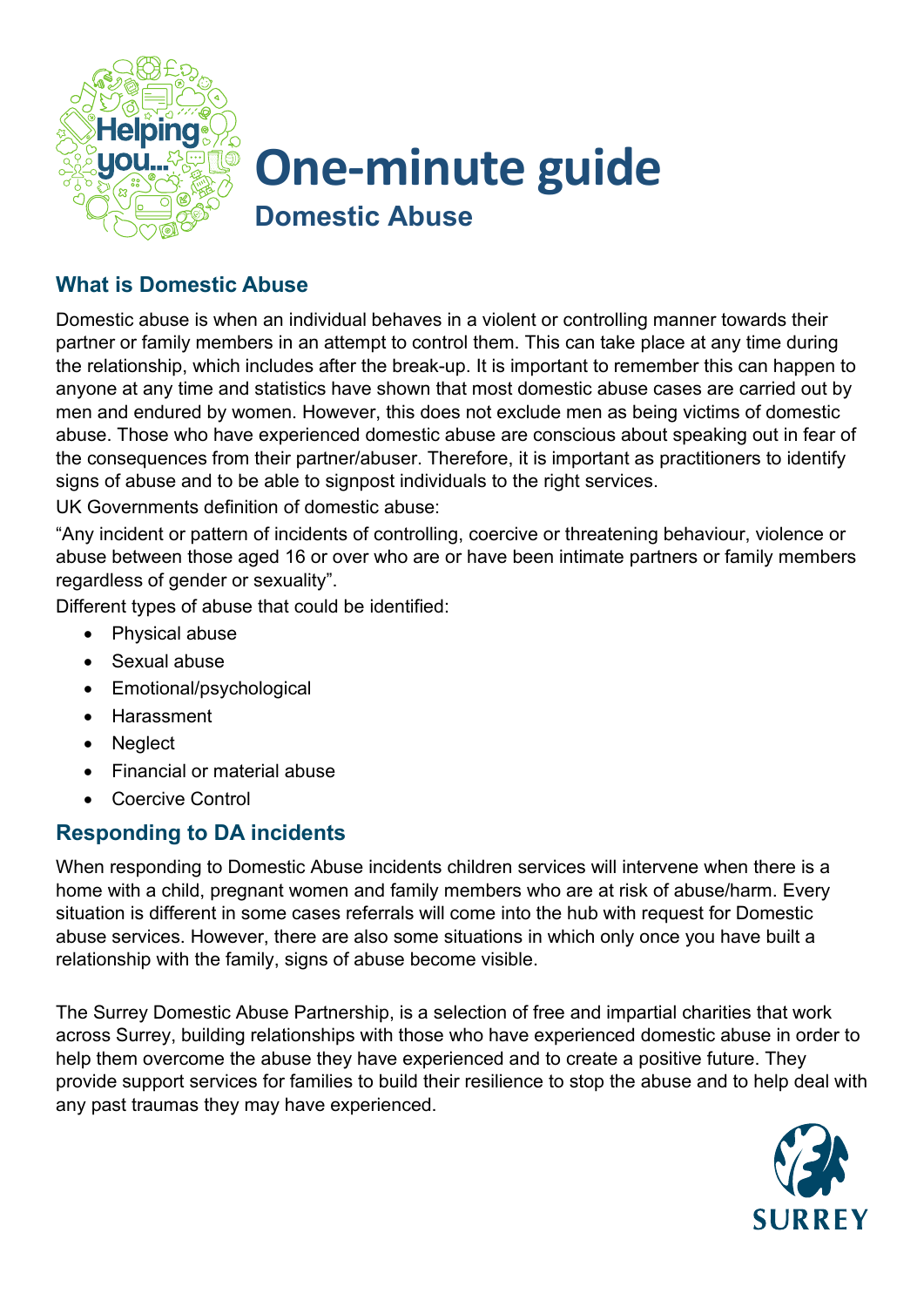# One-minute guide

## Domestic Abuse

### What is Domestic Abuse

Domestic abuse is when an individual behaves in a violent or controlling manner towards their partner or family members in an attempt to control them. This can take place at any time during the relationship, which includes after the break-up. It is important to remember this can happen to anyone at any time and statistics have shown that most domestic abuse cases are carried out by men and endured by women. However, this does not exclude men as being victims of domestic abuse. Those who have experienced domestic abuse are conscious about speaking out in fear of the consequences from their partner/abuser. Therefore, it is important as practitioners to identify signs of abuse and to be able to signpost individuals to the right services.

UK Governments definition of domestic abuse:

"Any incident or pattern of incidents of controlling, coercive or threatening behaviour, violence or abuse between those aged 16 or over who are or have been intimate partners or family members regardless of gender or sexuality".

Different types of abuse that could be identified:

- Physical abuse
- Sexual abuse
- Emotional/psychological
- Harassment
- Neglect
- Financial or material abuse
- Coercive Control

### Responding to DA incidents

When responding to Domestic Abuse incidents children services will intervene when there is a home with a child, pregnant women and family members who are at risk of abuse/harm. Every situation is different in some cases referrals will come into the hub with request for Domestic abuse services. However, there are also some situations in which only once you have built a relationship with the family, signs of abuse become visible.

The Surrey Domestic Abuse Partnership, is a selection of free and impartial charities that work across Surrey, building relationships with those who have experienced domestic abuse in order to help them overcome the abuse they have experienced and to create a positive future. They provide support services for families to build their resilience to stop the abuse and to help deal with any past traumas they may have experienced.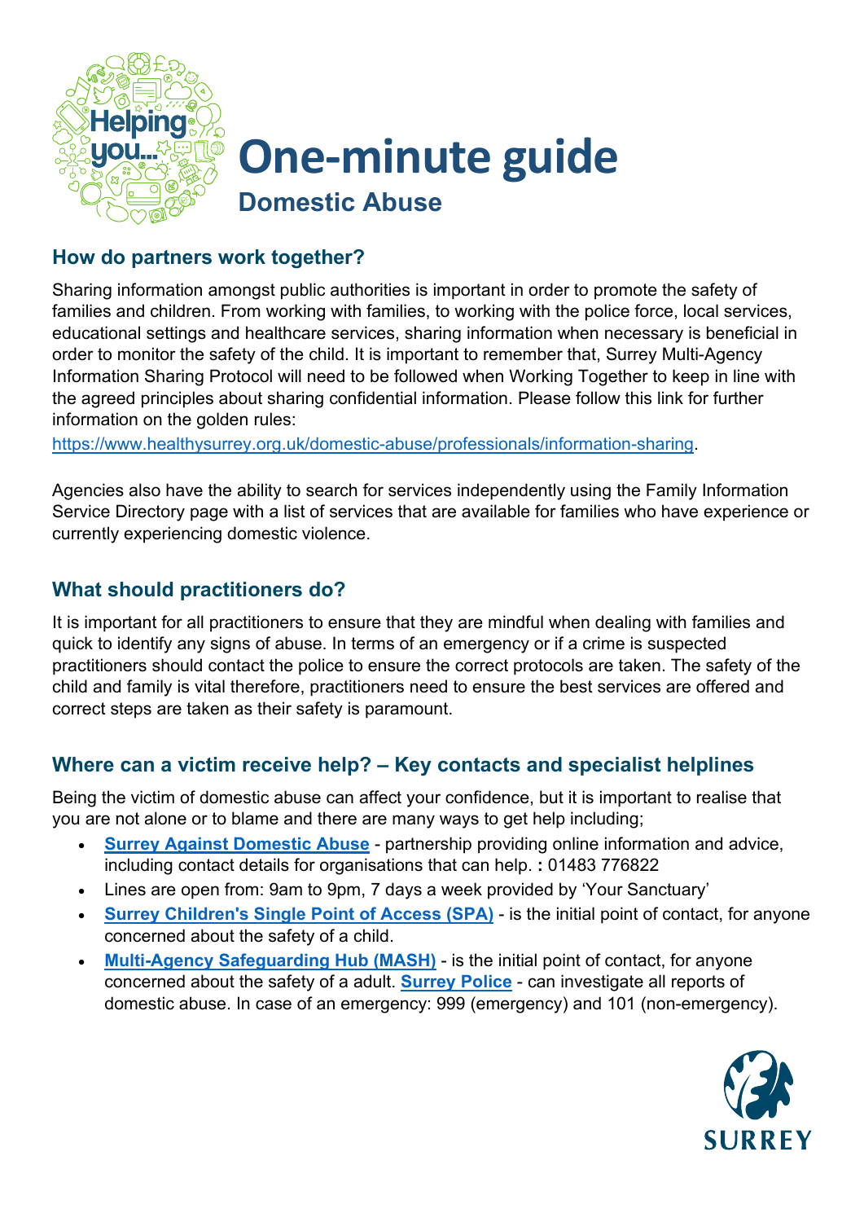# One-minute guide

## Domestic Abuse

### How do partners work together?

Sharing information amongst public authorities is important in order to promote the safety of families and children. From working with families, to working with the police force, local services, educational settings and healthcare services, sharing information when necessary is beneficial in order to monitor the safety of the child. It is important to remember that, Surrey Multi-Agency Information Sharing Protocol will need to be followed when Working Together to keep in line with the agreed principles about sharing confidential information. Please follow this link for further information on the golden rules:
https://www.healthysurrey.org.uk/domestic-abuse/professionals/information-sharing.

Agencies also have the ability to search for services independently using the Family Information Service Directory page with a list of services that are available for families who have experience or currently experiencing domestic violence.

### What should practitioners do?

It is important for all practitioners to ensure that they are mindful when dealing with families and quick to identify any signs of abuse. In terms of an emergency or if a crime is suspected practitioners should contact the police to ensure the correct protocols are taken. The safety of the child and family is vital therefore, practitioners need to ensure the best services are offered and correct steps are taken as their safety is paramount.

### Where can a victim receive help? – Key contacts and specialist helplines

Being the victim of domestic abuse can affect your confidence, but it is important to realise that you are not alone or to blame and there are many ways to get help including;

- **Surrey Against Domestic Abuse** - partnership providing online information and advice, including contact details for organisations that can help. **:** 01483 776822
- Lines are open from: 9am to 9pm, 7 days a week provided by 'Your Sanctuary'
- **Surrey Children's Single Point of Access (SPA)** - is the initial point of contact, for anyone concerned about the safety of a child.
- **Multi-Agency Safeguarding Hub (MASH)** - is the initial point of contact, for anyone concerned about the safety of a adult. **Surrey Police** - can investigate all reports of domestic abuse. In case of an emergency: 999 (emergency) and 101 (non-emergency).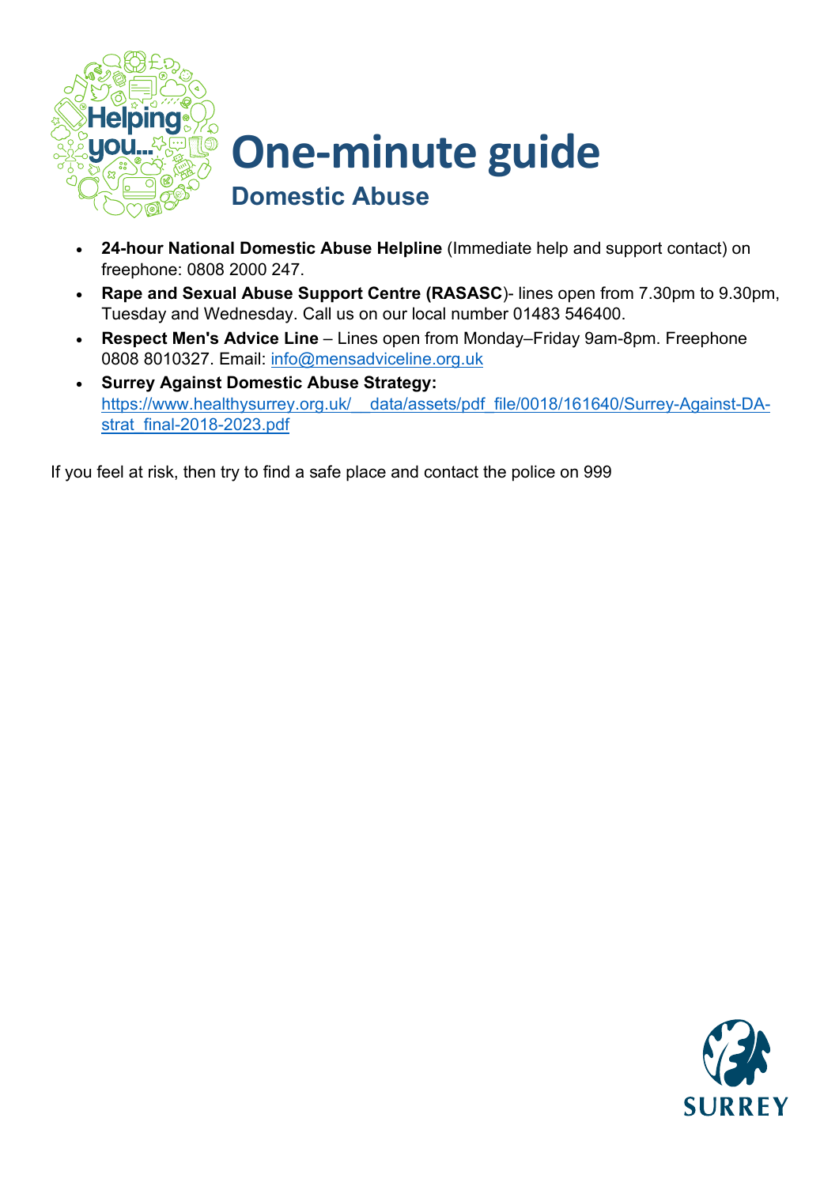# One-minute guide

## Domestic Abuse

- **24-hour National Domestic Abuse Helpline** (Immediate help and support contact) on freephone: 0808 2000 247.
- **Rape and Sexual Abuse Support Centre (RASASC**)- lines open from 7.30pm to 9.30pm, Tuesday and Wednesday. Call us on our local number 01483 546400.
- **Respect Men's Advice Line** – Lines open from Monday–Friday 9am-8pm. Freephone 0808 8010327. Email: info@mensadviceline.org.uk
- **Surrey Against Domestic Abuse Strategy:** https://www.healthysurrey.org.uk/__data/assets/pdf_file/0018/161640/Surrey-Against-DA-strat_final-2018-2023.pdf

If you feel at risk, then try to find a safe place and contact the police on 999